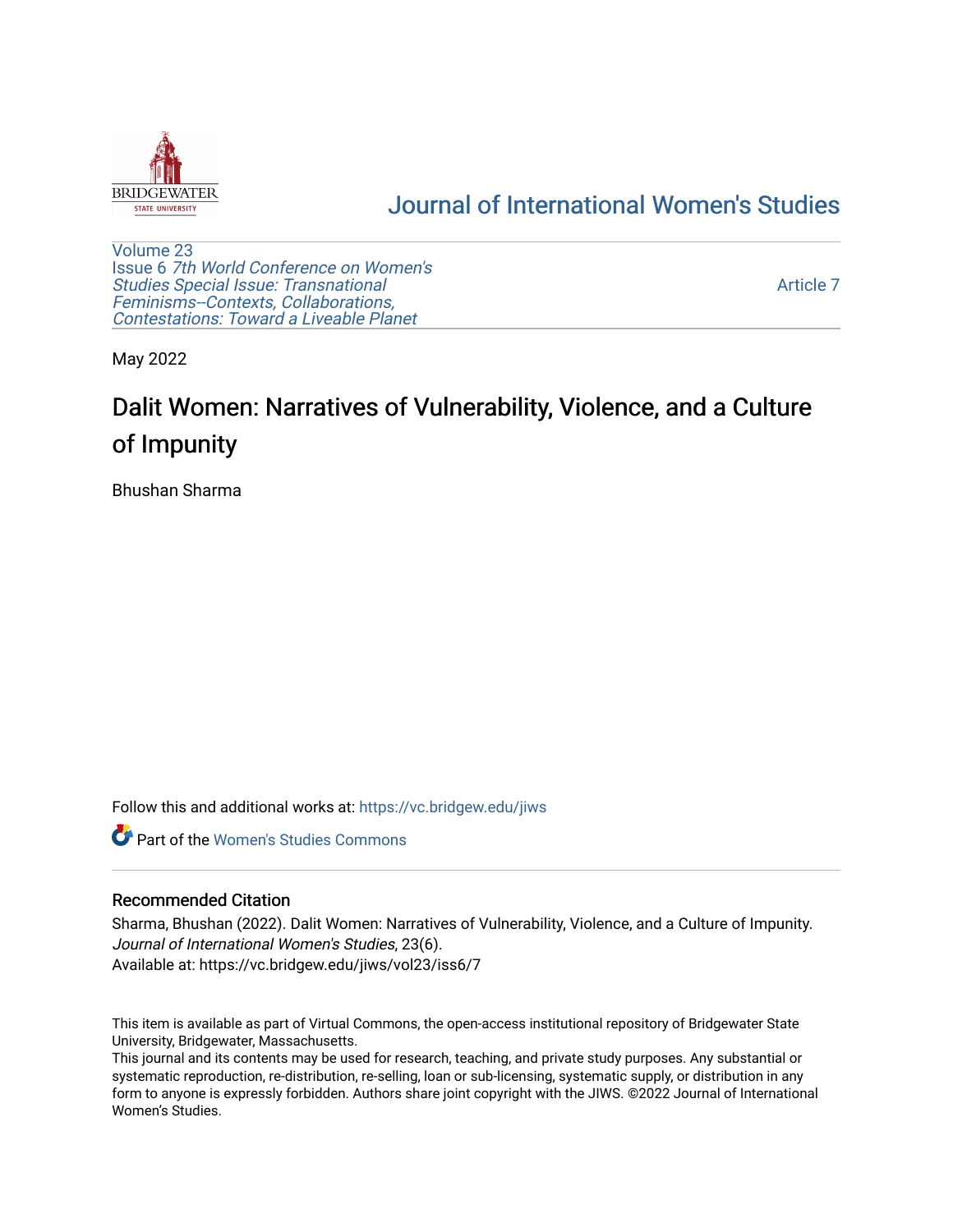Journal of International Women's Studies

Volume 23
Issue 6 *7th World Conference on Women's Studies Special Issue: Transnational Feminisms--Contexts, Collaborations, Contestations: Toward a Liveable Planet*

Article 7

May 2022

# Dalit Women: Narratives of Vulnerability, Violence, and a Culture of Impunity

Bhushan Sharma

Follow this and additional works at: https://vc.bridgew.edu/jiws

Part of the Women's Studies Commons

## Recommended Citation

Sharma, Bhushan (2022). Dalit Women: Narratives of Vulnerability, Violence, and a Culture of Impunity. *Journal of International Women's Studies*, 23(6).
Available at: https://vc.bridgew.edu/jiws/vol23/iss6/7

This item is available as part of Virtual Commons, the open-access institutional repository of Bridgewater State University, Bridgewater, Massachusetts.
This journal and its contents may be used for research, teaching, and private study purposes. Any substantial or systematic reproduction, re-distribution, re-selling, loan or sub-licensing, systematic supply, or distribution in any form to anyone is expressly forbidden. Authors share joint copyright with the JIWS. ©2022 Journal of International Women's Studies.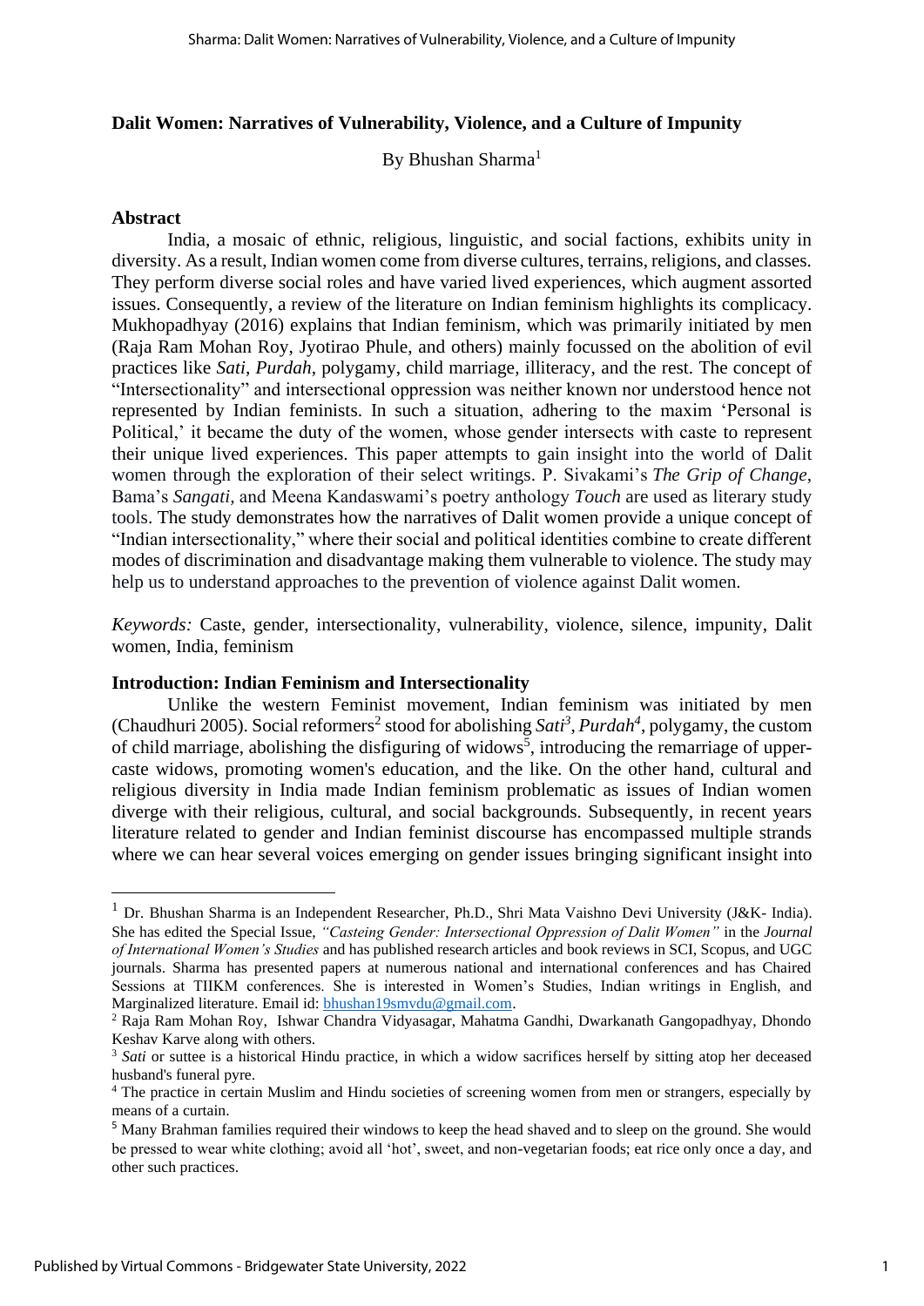## Dalit Women: Narratives of Vulnerability, Violence, and a Culture of Impunity

By Bhushan Sharma[1]

### Abstract

India, a mosaic of ethnic, religious, linguistic, and social factions, exhibits unity in diversity. As a result, Indian women come from diverse cultures, terrains, religions, and classes. They perform diverse social roles and have varied lived experiences, which augment assorted issues. Consequently, a review of the literature on Indian feminism highlights its complicacy. Mukhopadhyay (2016) explains that Indian feminism, which was primarily initiated by men (Raja Ram Mohan Roy, Jyotirao Phule, and others) mainly focussed on the abolition of evil practices like *Sati*, *Purdah*, polygamy, child marriage, illiteracy, and the rest. The concept of "Intersectionality" and intersectional oppression was neither known nor understood hence not represented by Indian feminists. In such a situation, adhering to the maxim 'Personal is Political,' it became the duty of the women, whose gender intersects with caste to represent their unique lived experiences. This paper attempts to gain insight into the world of Dalit women through the exploration of their select writings. P. Sivakami's *The Grip of Change*, Bama's *Sangati*, and Meena Kandaswami's poetry anthology *Touch* are used as literary study tools. The study demonstrates how the narratives of Dalit women provide a unique concept of "Indian intersectionality," where their social and political identities combine to create different modes of discrimination and disadvantage making them vulnerable to violence. The study may help us to understand approaches to the prevention of violence against Dalit women.

*Keywords:* Caste, gender, intersectionality, vulnerability, violence, silence, impunity, Dalit women, India, feminism

### Introduction: Indian Feminism and Intersectionality

Unlike the western Feminist movement, Indian feminism was initiated by men (Chaudhuri 2005). Social reformers[2] stood for abolishing *Sati*[3], *Purdah*[4], polygamy, the custom of child marriage, abolishing the disfiguring of widows[5], introducing the remarriage of upper-caste widows, promoting women's education, and the like. On the other hand, cultural and religious diversity in India made Indian feminism problematic as issues of Indian women diverge with their religious, cultural, and social backgrounds. Subsequently, in recent years literature related to gender and Indian feminist discourse has encompassed multiple strands where we can hear several voices emerging on gender issues bringing significant insight into

---

[1] Dr. Bhushan Sharma is an Independent Researcher, Ph.D., Shri Mata Vaishno Devi University (J&K- India). She has edited the Special Issue, *"Casteing Gender: Intersectional Oppression of Dalit Women"* in the *Journal of International Women's Studies* and has published research articles and book reviews in SCI, Scopus, and UGC journals. Sharma has presented papers at numerous national and international conferences and has Chaired Sessions at TIIKM conferences. She is interested in Women's Studies, Indian writings in English, and Marginalized literature. Email id: bhushan19smvdu@gmail.com.

[2] Raja Ram Mohan Roy, Ishwar Chandra Vidyasagar, Mahatma Gandhi, Dwarkanath Gangopadhyay, Dhondo Keshav Karve along with others.

[3] *Sati* or suttee is a historical Hindu practice, in which a widow sacrifices herself by sitting atop her deceased husband's funeral pyre.

[4] The practice in certain Muslim and Hindu societies of screening women from men or strangers, especially by means of a curtain.

[5] Many Brahman families required their windows to keep the head shaved and to sleep on the ground. She would be pressed to wear white clothing; avoid all 'hot', sweet, and non-vegetarian foods; eat rice only once a day, and other such practices.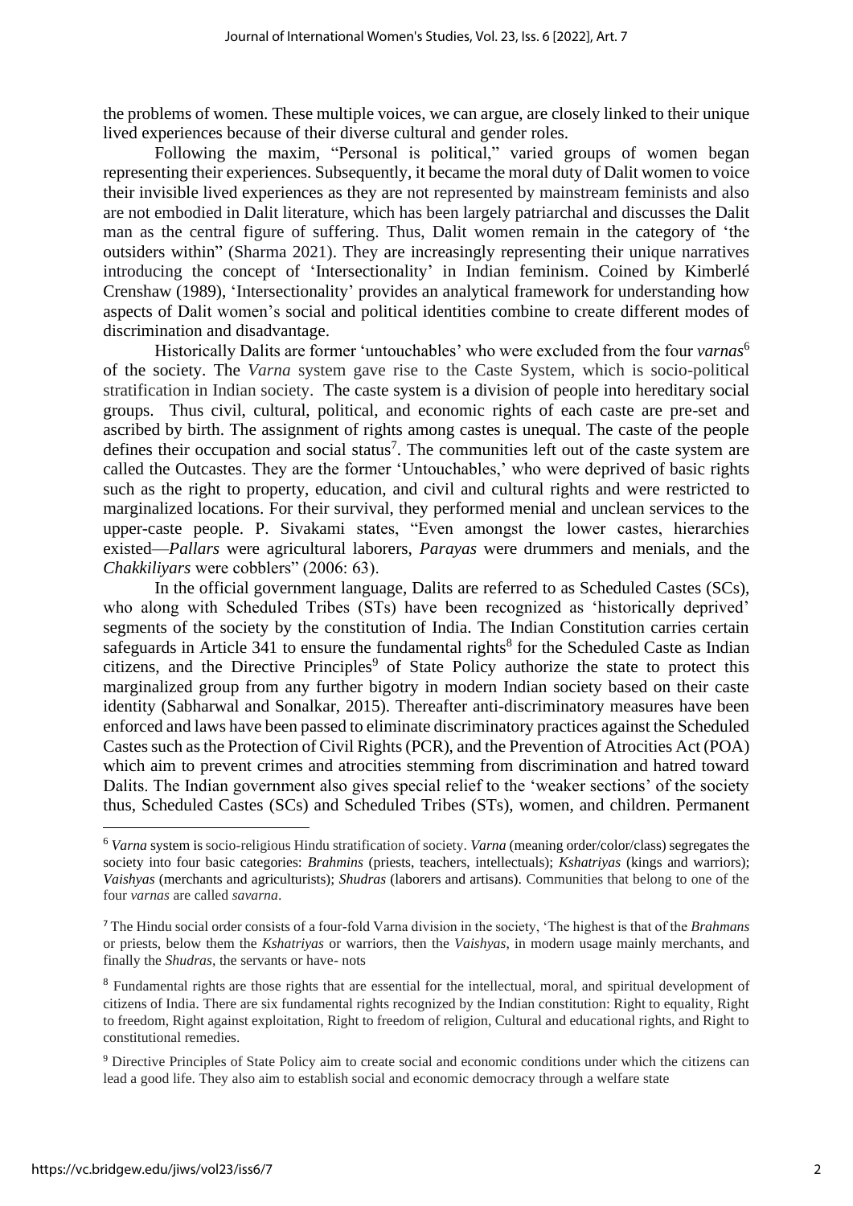the problems of women. These multiple voices, we can argue, are closely linked to their unique lived experiences because of their diverse cultural and gender roles.

Following the maxim, "Personal is political," varied groups of women began representing their experiences. Subsequently, it became the moral duty of Dalit women to voice their invisible lived experiences as they are not represented by mainstream feminists and also are not embodied in Dalit literature, which has been largely patriarchal and discusses the Dalit man as the central figure of suffering. Thus, Dalit women remain in the category of 'the outsiders within" (Sharma 2021). They are increasingly representing their unique narratives introducing the concept of 'Intersectionality' in Indian feminism. Coined by Kimberlé Crenshaw (1989), 'Intersectionality' provides an analytical framework for understanding how aspects of Dalit women's social and political identities combine to create different modes of discrimination and disadvantage.

Historically Dalits are former 'untouchables' who were excluded from the four *varnas*[6] of the society. The *Varna* system gave rise to the Caste System, which is socio-political stratification in Indian society. The caste system is a division of people into hereditary social groups. Thus civil, cultural, political, and economic rights of each caste are pre-set and ascribed by birth. The assignment of rights among castes is unequal. The caste of the people defines their occupation and social status[7]. The communities left out of the caste system are called the Outcastes. They are the former 'Untouchables,' who were deprived of basic rights such as the right to property, education, and civil and cultural rights and were restricted to marginalized locations. For their survival, they performed menial and unclean services to the upper-caste people. P. Sivakami states, "Even amongst the lower castes, hierarchies existed—*Pallars* were agricultural laborers, *Parayas* were drummers and menials, and the *Chakkiliyars* were cobblers" (2006: 63).

In the official government language, Dalits are referred to as Scheduled Castes (SCs), who along with Scheduled Tribes (STs) have been recognized as 'historically deprived' segments of the society by the constitution of India. The Indian Constitution carries certain safeguards in Article 341 to ensure the fundamental rights[8] for the Scheduled Caste as Indian citizens, and the Directive Principles[9] of State Policy authorize the state to protect this marginalized group from any further bigotry in modern Indian society based on their caste identity (Sabharwal and Sonalkar, 2015). Thereafter anti-discriminatory measures have been enforced and laws have been passed to eliminate discriminatory practices against the Scheduled Castes such as the Protection of Civil Rights (PCR), and the Prevention of Atrocities Act (POA) which aim to prevent crimes and atrocities stemming from discrimination and hatred toward Dalits. The Indian government also gives special relief to the 'weaker sections' of the society thus, Scheduled Castes (SCs) and Scheduled Tribes (STs), women, and children. Permanent

---

[6] *Varna* system is socio-religious Hindu stratification of society. *Varna* (meaning order/color/class) segregates the society into four basic categories: *Brahmins* (priests, teachers, intellectuals); *Kshatriyas* (kings and warriors); *Vaishyas* (merchants and agriculturists); *Shudras* (laborers and artisans). Communities that belong to one of the four *varnas* are called *savarna*.

[7] The Hindu social order consists of a four-fold Varna division in the society, 'The highest is that of the *Brahmans* or priests, below them the *Kshatriyas* or warriors, then the *Vaishyas*, in modern usage mainly merchants, and finally the *Shudras*, the servants or have- nots

[8] Fundamental rights are those rights that are essential for the intellectual, moral, and spiritual development of citizens of India. There are six fundamental rights recognized by the Indian constitution: Right to equality, Right to freedom, Right against exploitation, Right to freedom of religion, Cultural and educational rights, and Right to constitutional remedies.

[9] Directive Principles of State Policy aim to create social and economic conditions under which the citizens can lead a good life. They also aim to establish social and economic democracy through a welfare state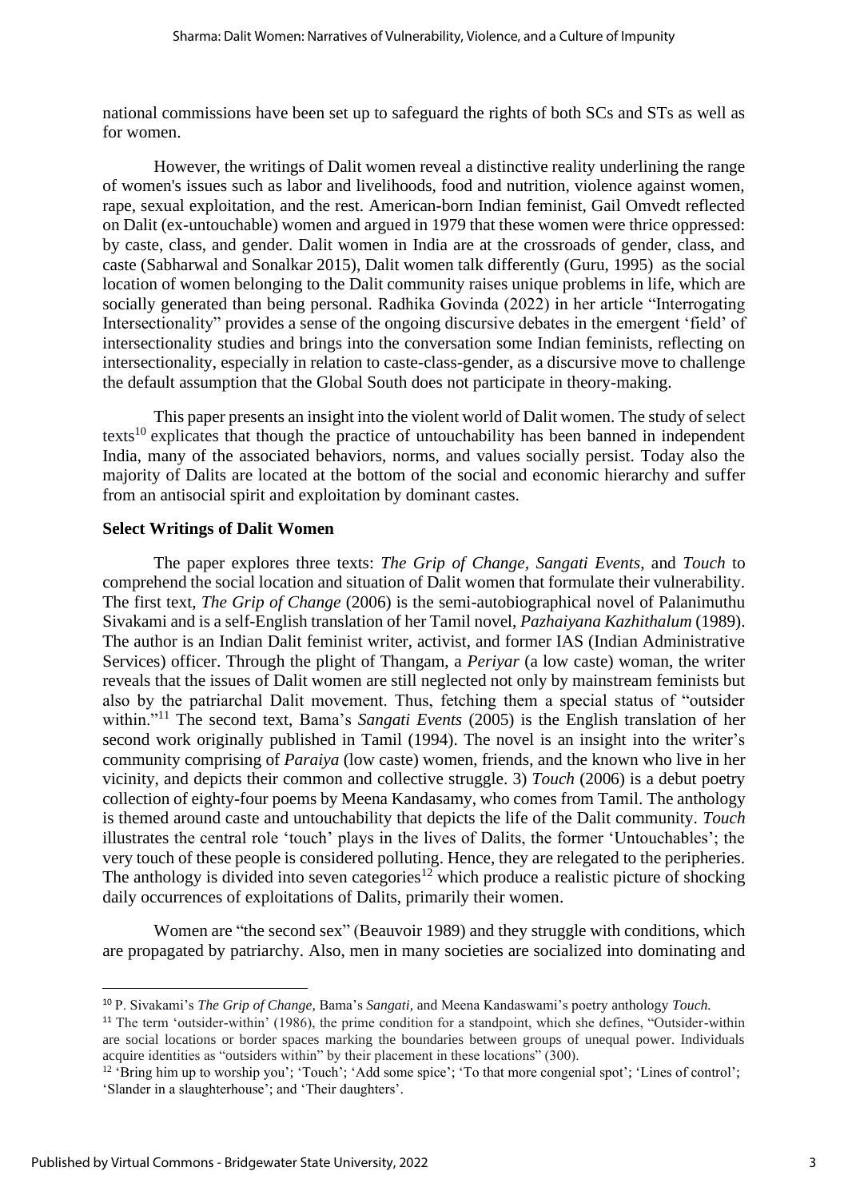national commissions have been set up to safeguard the rights of both SCs and STs as well as for women.

However, the writings of Dalit women reveal a distinctive reality underlining the range of women's issues such as labor and livelihoods, food and nutrition, violence against women, rape, sexual exploitation, and the rest. American-born Indian feminist, Gail Omvedt reflected on Dalit (ex-untouchable) women and argued in 1979 that these women were thrice oppressed: by caste, class, and gender. Dalit women in India are at the crossroads of gender, class, and caste (Sabharwal and Sonalkar 2015), Dalit women talk differently (Guru, 1995) as the social location of women belonging to the Dalit community raises unique problems in life, which are socially generated than being personal. Radhika Govinda (2022) in her article "Interrogating Intersectionality" provides a sense of the ongoing discursive debates in the emergent 'field' of intersectionality studies and brings into the conversation some Indian feminists, reflecting on intersectionality, especially in relation to caste-class-gender, as a discursive move to challenge the default assumption that the Global South does not participate in theory-making.

This paper presents an insight into the violent world of Dalit women. The study of select texts[10] explicates that though the practice of untouchability has been banned in independent India, many of the associated behaviors, norms, and values socially persist. Today also the majority of Dalits are located at the bottom of the social and economic hierarchy and suffer from an antisocial spirit and exploitation by dominant castes.

**Select Writings of Dalit Women**

The paper explores three texts: *The Grip of Change*, *Sangati Events*, and *Touch* to comprehend the social location and situation of Dalit women that formulate their vulnerability. The first text, *The Grip of Change* (2006) is the semi-autobiographical novel of Palanimuthu Sivakami and is a self-English translation of her Tamil novel, *Pazhaiyana Kazhithalum* (1989). The author is an Indian Dalit feminist writer, activist, and former IAS (Indian Administrative Services) officer. Through the plight of Thangam, a *Periyar* (a low caste) woman, the writer reveals that the issues of Dalit women are still neglected not only by mainstream feminists but also by the patriarchal Dalit movement. Thus, fetching them a special status of "outsider within."[11] The second text, Bama's *Sangati Events* (2005) is the English translation of her second work originally published in Tamil (1994). The novel is an insight into the writer's community comprising of *Paraiya* (low caste) women, friends, and the known who live in her vicinity, and depicts their common and collective struggle. 3) *Touch* (2006) is a debut poetry collection of eighty-four poems by Meena Kandasamy, who comes from Tamil. The anthology is themed around caste and untouchability that depicts the life of the Dalit community. *Touch* illustrates the central role 'touch' plays in the lives of Dalits, the former 'Untouchables'; the very touch of these people is considered polluting. Hence, they are relegated to the peripheries. The anthology is divided into seven categories[12] which produce a realistic picture of shocking daily occurrences of exploitations of Dalits, primarily their women.

Women are "the second sex" (Beauvoir 1989) and they struggle with conditions, which are propagated by patriarchy. Also, men in many societies are socialized into dominating and

---

[10] P. Sivakami's *The Grip of Change*, Bama's *Sangati*, and Meena Kandaswami's poetry anthology *Touch.*

[11] The term 'outsider-within' (1986), the prime condition for a standpoint, which she defines, "Outsider-within are social locations or border spaces marking the boundaries between groups of unequal power. Individuals acquire identities as "outsiders within" by their placement in these locations" (300).

[12] 'Bring him up to worship you'; 'Touch'; 'Add some spice'; 'To that more congenial spot'; 'Lines of control'; 'Slander in a slaughterhouse'; and 'Their daughters'.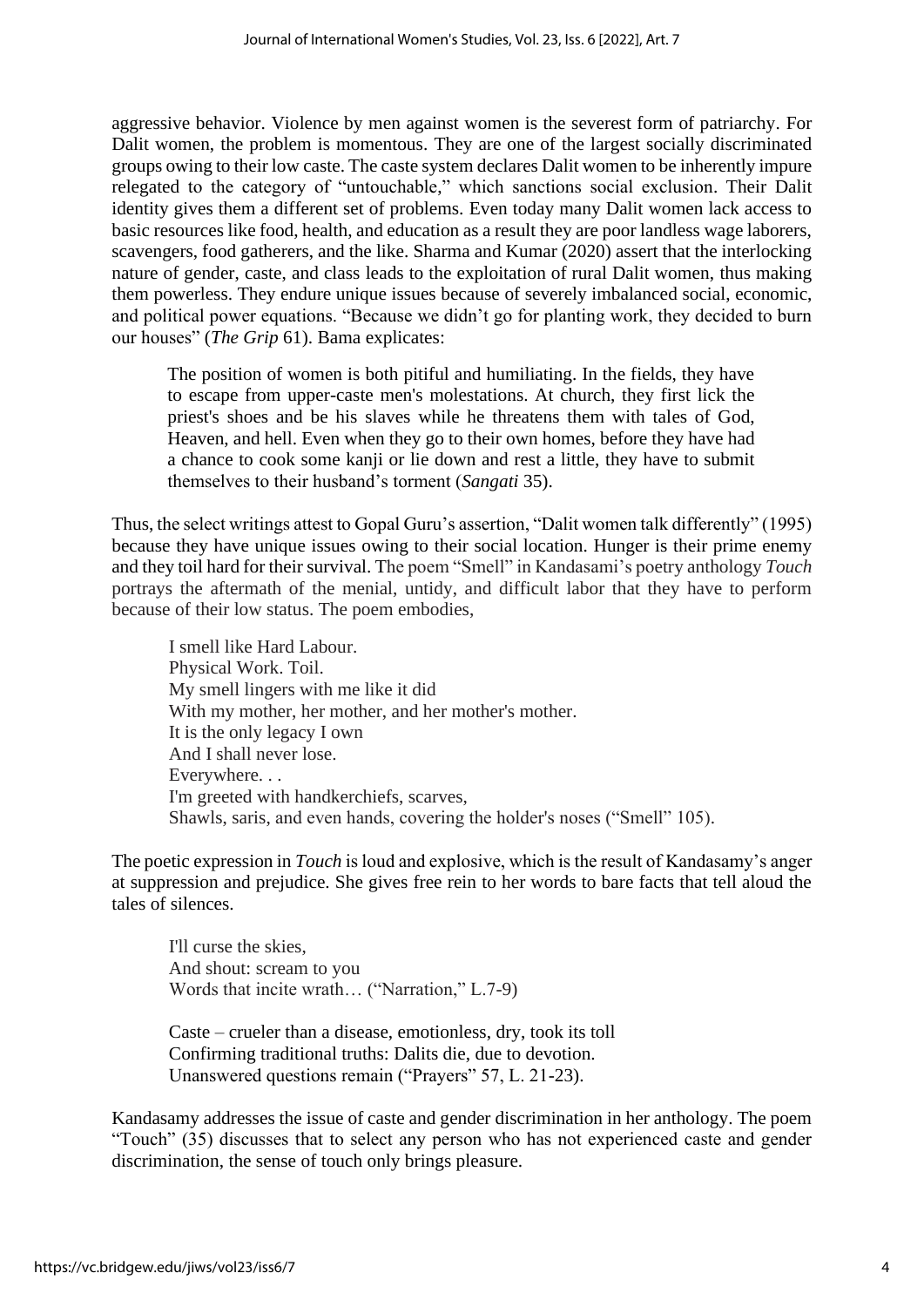aggressive behavior. Violence by men against women is the severest form of patriarchy. For Dalit women, the problem is momentous. They are one of the largest socially discriminated groups owing to their low caste. The caste system declares Dalit women to be inherently impure relegated to the category of "untouchable," which sanctions social exclusion. Their Dalit identity gives them a different set of problems. Even today many Dalit women lack access to basic resources like food, health, and education as a result they are poor landless wage laborers, scavengers, food gatherers, and the like. Sharma and Kumar (2020) assert that the interlocking nature of gender, caste, and class leads to the exploitation of rural Dalit women, thus making them powerless. They endure unique issues because of severely imbalanced social, economic, and political power equations. "Because we didn't go for planting work, they decided to burn our houses" (*The Grip* 61). Bama explicates:

> The position of women is both pitiful and humiliating. In the fields, they have to escape from upper-caste men's molestations. At church, they first lick the priest's shoes and be his slaves while he threatens them with tales of God, Heaven, and hell. Even when they go to their own homes, before they have had a chance to cook some kanji or lie down and rest a little, they have to submit themselves to their husband's torment (*Sangati* 35).

Thus, the select writings attest to Gopal Guru's assertion, "Dalit women talk differently" (1995) because they have unique issues owing to their social location. Hunger is their prime enemy and they toil hard for their survival. The poem "Smell" in Kandasami's poetry anthology *Touch* portrays the aftermath of the menial, untidy, and difficult labor that they have to perform because of their low status. The poem embodies,

> I smell like Hard Labour.
> Physical Work. Toil.
> My smell lingers with me like it did
> With my mother, her mother, and her mother's mother.
> It is the only legacy I own
> And I shall never lose.
> Everywhere. . .
> I'm greeted with handkerchiefs, scarves,
> Shawls, saris, and even hands, covering the holder's noses ("Smell" 105).

The poetic expression in *Touch* is loud and explosive, which is the result of Kandasamy's anger at suppression and prejudice. She gives free rein to her words to bare facts that tell aloud the tales of silences.

> I'll curse the skies,
> And shout: scream to you
> Words that incite wrath… ("Narration," L.7-9)
>
> Caste – crueler than a disease, emotionless, dry, took its toll
> Confirming traditional truths: Dalits die, due to devotion.
> Unanswered questions remain ("Prayers" 57, L. 21-23).

Kandasamy addresses the issue of caste and gender discrimination in her anthology. The poem "Touch" (35) discusses that to select any person who has not experienced caste and gender discrimination, the sense of touch only brings pleasure.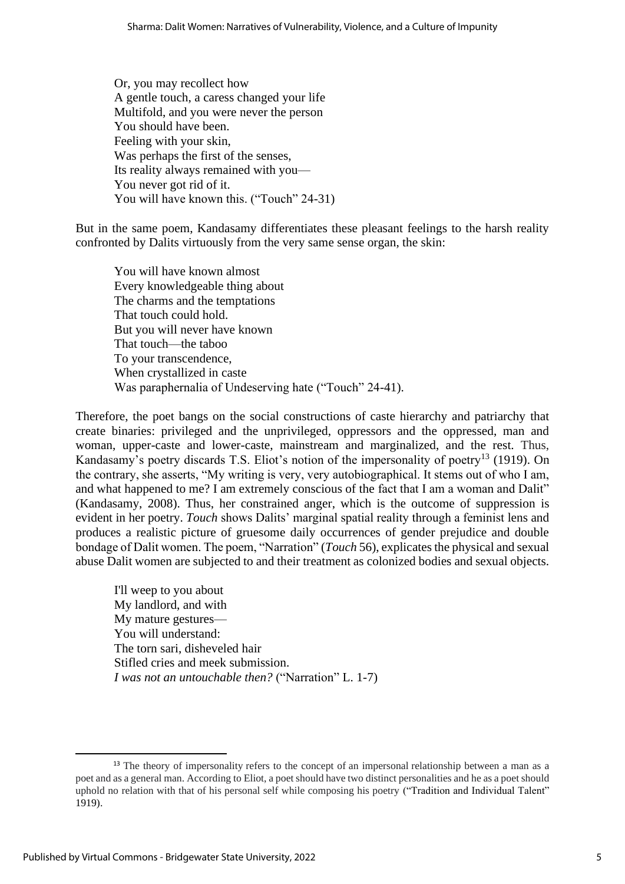> Or, you may recollect how
> A gentle touch, a caress changed your life
> Multifold, and you were never the person
> You should have been.
> Feeling with your skin,
> Was perhaps the first of the senses,
> Its reality always remained with you—
> You never got rid of it.
> You will have known this. ("Touch" 24-31)

But in the same poem, Kandasamy differentiates these pleasant feelings to the harsh reality confronted by Dalits virtuously from the very same sense organ, the skin:

> You will have known almost
> Every knowledgeable thing about
> The charms and the temptations
> That touch could hold.
> But you will never have known
> That touch—the taboo
> To your transcendence,
> When crystallized in caste
> Was paraphernalia of Undeserving hate ("Touch" 24-41).

Therefore, the poet bangs on the social constructions of caste hierarchy and patriarchy that create binaries: privileged and the unprivileged, oppressors and the oppressed, man and woman, upper-caste and lower-caste, mainstream and marginalized, and the rest. Thus, Kandasamy's poetry discards T.S. Eliot's notion of the impersonality of poetry[13] (1919). On the contrary, she asserts, "My writing is very, very autobiographical. It stems out of who I am, and what happened to me? I am extremely conscious of the fact that I am a woman and Dalit" (Kandasamy, 2008). Thus, her constrained anger, which is the outcome of suppression is evident in her poetry. *Touch* shows Dalits' marginal spatial reality through a feminist lens and produces a realistic picture of gruesome daily occurrences of gender prejudice and double bondage of Dalit women. The poem, "Narration" (*Touch* 56), explicates the physical and sexual abuse Dalit women are subjected to and their treatment as colonized bodies and sexual objects.

> I'll weep to you about
> My landlord, and with
> My mature gestures—
> You will understand:
> The torn sari, disheveled hair
> Stifled cries and meek submission.
> *I was not an untouchable then?* ("Narration" L. 1-7)

---

[13] The theory of impersonality refers to the concept of an impersonal relationship between a man as a poet and as a general man. According to Eliot, a poet should have two distinct personalities and he as a poet should uphold no relation with that of his personal self while composing his poetry ("Tradition and Individual Talent" 1919).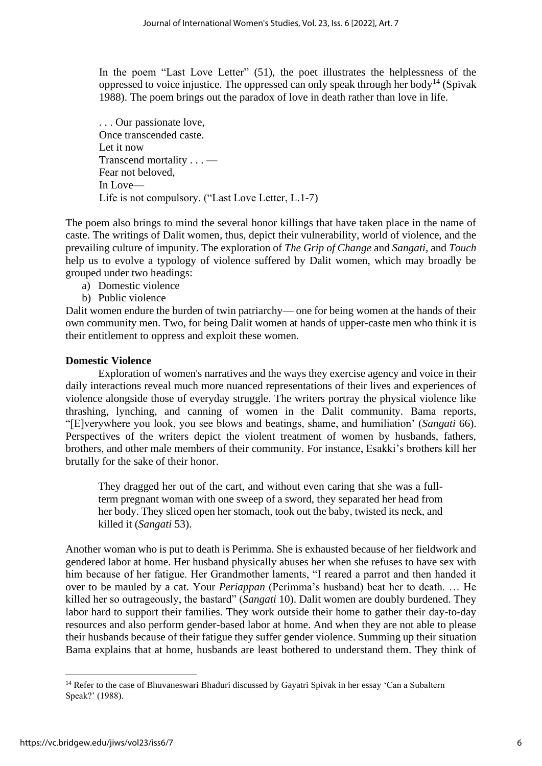In the poem "Last Love Letter" (51), the poet illustrates the helplessness of the oppressed to voice injustice. The oppressed can only speak through her body[14] (Spivak 1988). The poem brings out the paradox of love in death rather than love in life.

> . . . Our passionate love,  
> Once transcended caste.  
> Let it now  
> Transcend mortality . . . —  
> Fear not beloved,  
> In Love—  
> Life is not compulsory. ("Last Love Letter, L.1-7)

The poem also brings to mind the several honor killings that have taken place in the name of caste. The writings of Dalit women, thus, depict their vulnerability, world of violence, and the prevailing culture of impunity. The exploration of *The Grip of Change* and *Sangati*, and *Touch* help us to evolve a typology of violence suffered by Dalit women, which may broadly be grouped under two headings:

a) Domestic violence
b) Public violence

Dalit women endure the burden of twin patriarchy— one for being women at the hands of their own community men. Two, for being Dalit women at hands of upper-caste men who think it is their entitlement to oppress and exploit these women.

**Domestic Violence**

Exploration of women's narratives and the ways they exercise agency and voice in their daily interactions reveal much more nuanced representations of their lives and experiences of violence alongside those of everyday struggle. The writers portray the physical violence like thrashing, lynching, and canning of women in the Dalit community. Bama reports, "[E]verywhere you look, you see blows and beatings, shame, and humiliation' (*Sangati* 66). Perspectives of the writers depict the violent treatment of women by husbands, fathers, brothers, and other male members of their community. For instance, Esakki's brothers kill her brutally for the sake of their honor.

> They dragged her out of the cart, and without even caring that she was a full-term pregnant woman with one sweep of a sword, they separated her head from her body. They sliced open her stomach, took out the baby, twisted its neck, and killed it (*Sangati* 53).

Another woman who is put to death is Perimma. She is exhausted because of her fieldwork and gendered labor at home. Her husband physically abuses her when she refuses to have sex with him because of her fatigue. Her Grandmother laments, "I reared a parrot and then handed it over to be mauled by a cat. Your *Periappan* (Perimma's husband) beat her to death. … He killed her so outrageously, the bastard" (*Sangati* 10). Dalit women are doubly burdened. They labor hard to support their families. They work outside their home to gather their day-to-day resources and also perform gender-based labor at home. And when they are not able to please their husbands because of their fatigue they suffer gender violence. Summing up their situation Bama explains that at home, husbands are least bothered to understand them. They think of

[14] Refer to the case of Bhuvaneswari Bhaduri discussed by Gayatri Spivak in her essay 'Can a Subaltern Speak?' (1988).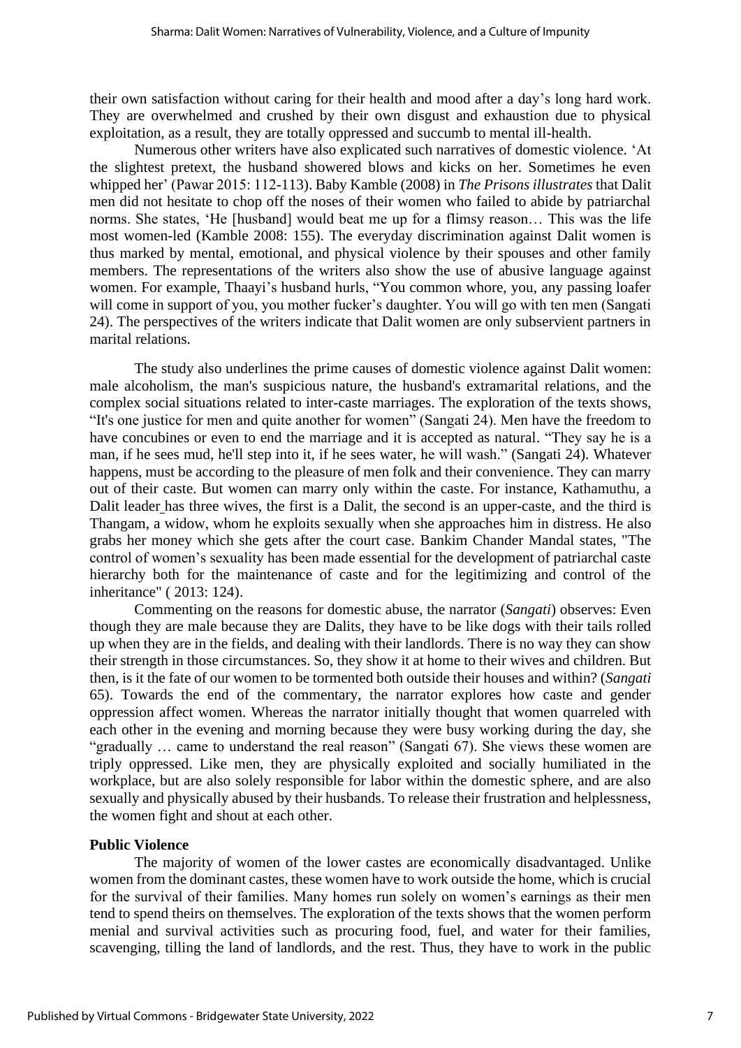their own satisfaction without caring for their health and mood after a day's long hard work. They are overwhelmed and crushed by their own disgust and exhaustion due to physical exploitation, as a result, they are totally oppressed and succumb to mental ill-health.

Numerous other writers have also explicated such narratives of domestic violence. 'At the slightest pretext, the husband showered blows and kicks on her. Sometimes he even whipped her' (Pawar 2015: 112-113). Baby Kamble (2008) in *The Prisons illustrates* that Dalit men did not hesitate to chop off the noses of their women who failed to abide by patriarchal norms. She states, 'He [husband] would beat me up for a flimsy reason… This was the life most women-led (Kamble 2008: 155). The everyday discrimination against Dalit women is thus marked by mental, emotional, and physical violence by their spouses and other family members. The representations of the writers also show the use of abusive language against women. For example, Thaayi's husband hurls, "You common whore, you, any passing loafer will come in support of you, you mother fucker's daughter. You will go with ten men (Sangati 24). The perspectives of the writers indicate that Dalit women are only subservient partners in marital relations.

The study also underlines the prime causes of domestic violence against Dalit women: male alcoholism, the man's suspicious nature, the husband's extramarital relations, and the complex social situations related to inter-caste marriages. The exploration of the texts shows, "It's one justice for men and quite another for women" (Sangati 24). Men have the freedom to have concubines or even to end the marriage and it is accepted as natural. "They say he is a man, if he sees mud, he'll step into it, if he sees water, he will wash." (Sangati 24). Whatever happens, must be according to the pleasure of men folk and their convenience. They can marry out of their caste. But women can marry only within the caste. For instance, Kathamuthu, a Dalit leader has three wives, the first is a Dalit, the second is an upper-caste, and the third is Thangam, a widow, whom he exploits sexually when she approaches him in distress. He also grabs her money which she gets after the court case. Bankim Chander Mandal states, "The control of women's sexuality has been made essential for the development of patriarchal caste hierarchy both for the maintenance of caste and for the legitimizing and control of the inheritance" ( 2013: 124).

Commenting on the reasons for domestic abuse, the narrator (*Sangati*) observes: Even though they are male because they are Dalits, they have to be like dogs with their tails rolled up when they are in the fields, and dealing with their landlords. There is no way they can show their strength in those circumstances. So, they show it at home to their wives and children. But then, is it the fate of our women to be tormented both outside their houses and within? (*Sangati* 65). Towards the end of the commentary, the narrator explores how caste and gender oppression affect women. Whereas the narrator initially thought that women quarreled with each other in the evening and morning because they were busy working during the day, she "gradually … came to understand the real reason" (Sangati 67). She views these women are triply oppressed. Like men, they are physically exploited and socially humiliated in the workplace, but are also solely responsible for labor within the domestic sphere, and are also sexually and physically abused by their husbands. To release their frustration and helplessness, the women fight and shout at each other.

**Public Violence**

The majority of women of the lower castes are economically disadvantaged. Unlike women from the dominant castes, these women have to work outside the home, which is crucial for the survival of their families. Many homes run solely on women's earnings as their men tend to spend theirs on themselves. The exploration of the texts shows that the women perform menial and survival activities such as procuring food, fuel, and water for their families, scavenging, tilling the land of landlords, and the rest. Thus, they have to work in the public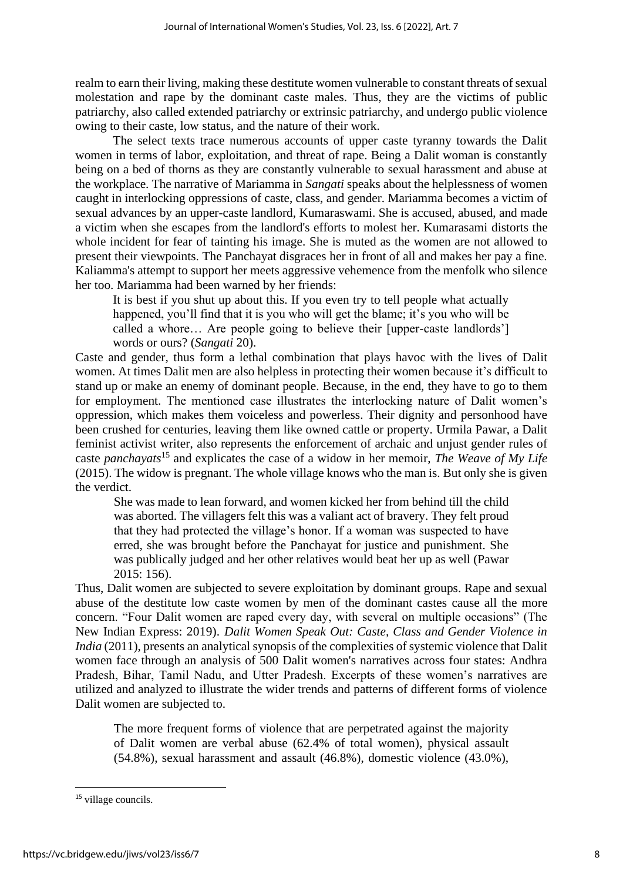realm to earn their living, making these destitute women vulnerable to constant threats of sexual molestation and rape by the dominant caste males. Thus, they are the victims of public patriarchy, also called extended patriarchy or extrinsic patriarchy, and undergo public violence owing to their caste, low status, and the nature of their work.

The select texts trace numerous accounts of upper caste tyranny towards the Dalit women in terms of labor, exploitation, and threat of rape. Being a Dalit woman is constantly being on a bed of thorns as they are constantly vulnerable to sexual harassment and abuse at the workplace. The narrative of Mariamma in *Sangati* speaks about the helplessness of women caught in interlocking oppressions of caste, class, and gender. Mariamma becomes a victim of sexual advances by an upper-caste landlord, Kumaraswami. She is accused, abused, and made a victim when she escapes from the landlord's efforts to molest her. Kumarasami distorts the whole incident for fear of tainting his image. She is muted as the women are not allowed to present their viewpoints. The Panchayat disgraces her in front of all and makes her pay a fine. Kaliamma's attempt to support her meets aggressive vehemence from the menfolk who silence her too. Mariamma had been warned by her friends:

> It is best if you shut up about this. If you even try to tell people what actually happened, you'll find that it is you who will get the blame; it's you who will be called a whore… Are people going to believe their [upper-caste landlords'] words or ours? (*Sangati* 20).

Caste and gender, thus form a lethal combination that plays havoc with the lives of Dalit women. At times Dalit men are also helpless in protecting their women because it's difficult to stand up or make an enemy of dominant people. Because, in the end, they have to go to them for employment. The mentioned case illustrates the interlocking nature of Dalit women's oppression, which makes them voiceless and powerless. Their dignity and personhood have been crushed for centuries, leaving them like owned cattle or property. Urmila Pawar, a Dalit feminist activist writer, also represents the enforcement of archaic and unjust gender rules of caste *panchayats*[15] and explicates the case of a widow in her memoir, *The Weave of My Life* (2015). The widow is pregnant. The whole village knows who the man is. But only she is given the verdict.

> She was made to lean forward, and women kicked her from behind till the child was aborted. The villagers felt this was a valiant act of bravery. They felt proud that they had protected the village's honor. If a woman was suspected to have erred, she was brought before the Panchayat for justice and punishment. She was publically judged and her other relatives would beat her up as well (Pawar 2015: 156).

Thus, Dalit women are subjected to severe exploitation by dominant groups. Rape and sexual abuse of the destitute low caste women by men of the dominant castes cause all the more concern. "Four Dalit women are raped every day, with several on multiple occasions" (The New Indian Express: 2019). *Dalit Women Speak Out: Caste, Class and Gender Violence in India* (2011), presents an analytical synopsis of the complexities of systemic violence that Dalit women face through an analysis of 500 Dalit women's narratives across four states: Andhra Pradesh, Bihar, Tamil Nadu, and Utter Pradesh. Excerpts of these women's narratives are utilized and analyzed to illustrate the wider trends and patterns of different forms of violence Dalit women are subjected to.

> The more frequent forms of violence that are perpetrated against the majority of Dalit women are verbal abuse (62.4% of total women), physical assault (54.8%), sexual harassment and assault (46.8%), domestic violence (43.0%),

---

[15] village councils.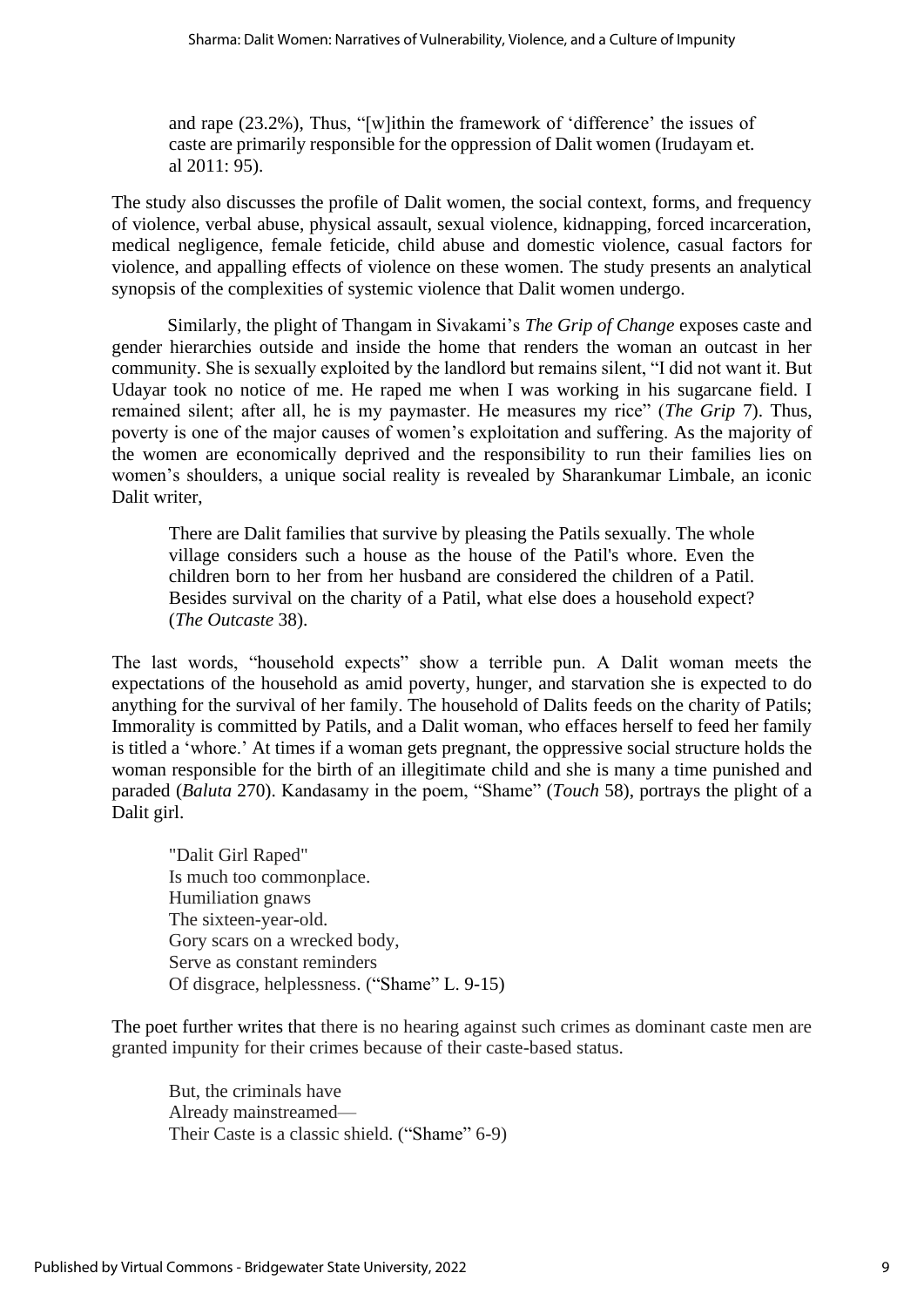> and rape (23.2%), Thus, "[w]ithin the framework of 'difference' the issues of caste are primarily responsible for the oppression of Dalit women (Irudayam et. al 2011: 95).

The study also discusses the profile of Dalit women, the social context, forms, and frequency of violence, verbal abuse, physical assault, sexual violence, kidnapping, forced incarceration, medical negligence, female feticide, child abuse and domestic violence, casual factors for violence, and appalling effects of violence on these women. The study presents an analytical synopsis of the complexities of systemic violence that Dalit women undergo.

Similarly, the plight of Thangam in Sivakami's *The Grip of Change* exposes caste and gender hierarchies outside and inside the home that renders the woman an outcast in her community. She is sexually exploited by the landlord but remains silent, "I did not want it. But Udayar took no notice of me. He raped me when I was working in his sugarcane field. I remained silent; after all, he is my paymaster. He measures my rice" (*The Grip* 7). Thus, poverty is one of the major causes of women's exploitation and suffering. As the majority of the women are economically deprived and the responsibility to run their families lies on women's shoulders, a unique social reality is revealed by Sharankumar Limbale, an iconic Dalit writer,

> There are Dalit families that survive by pleasing the Patils sexually. The whole village considers such a house as the house of the Patil's whore. Even the children born to her from her husband are considered the children of a Patil. Besides survival on the charity of a Patil, what else does a household expect? (*The Outcaste* 38).

The last words, "household expects" show a terrible pun. A Dalit woman meets the expectations of the household as amid poverty, hunger, and starvation she is expected to do anything for the survival of her family. The household of Dalits feeds on the charity of Patils; Immorality is committed by Patils, and a Dalit woman, who effaces herself to feed her family is titled a 'whore.' At times if a woman gets pregnant, the oppressive social structure holds the woman responsible for the birth of an illegitimate child and she is many a time punished and paraded (*Baluta* 270). Kandasamy in the poem, "Shame" (*Touch* 58), portrays the plight of a Dalit girl.

> "Dalit Girl Raped"
> Is much too commonplace.
> Humiliation gnaws
> The sixteen-year-old.
> Gory scars on a wrecked body,
> Serve as constant reminders
> Of disgrace, helplessness. ("Shame" L. 9-15)

The poet further writes that there is no hearing against such crimes as dominant caste men are granted impunity for their crimes because of their caste-based status.

> But, the criminals have
> Already mainstreamed—
> Their Caste is a classic shield. ("Shame" 6-9)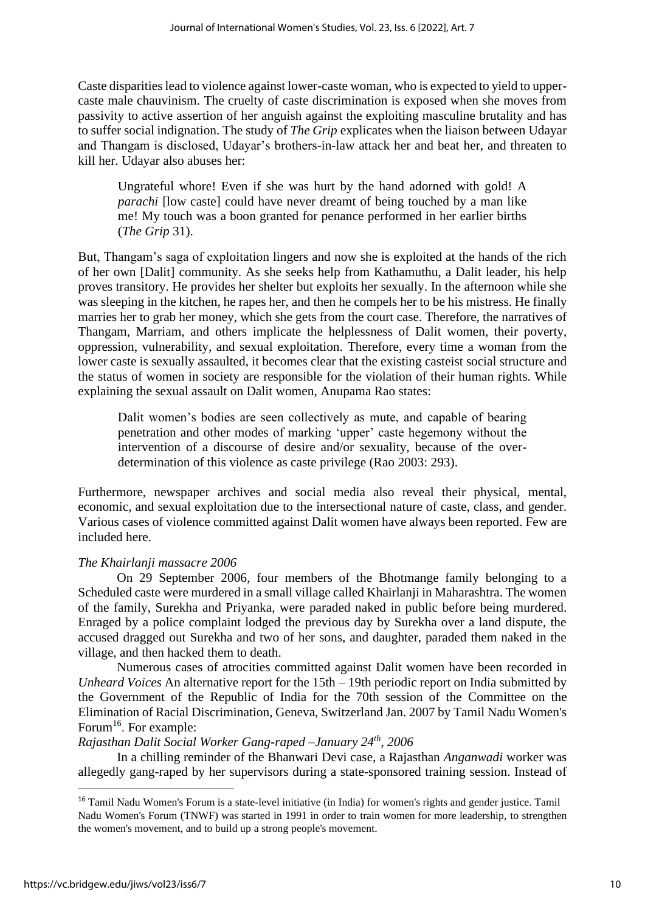Caste disparities lead to violence against lower-caste woman, who is expected to yield to upper-caste male chauvinism. The cruelty of caste discrimination is exposed when she moves from passivity to active assertion of her anguish against the exploiting masculine brutality and has to suffer social indignation. The study of *The Grip* explicates when the liaison between Udayar and Thangam is disclosed, Udayar's brothers-in-law attack her and beat her, and threaten to kill her. Udayar also abuses her:

> Ungrateful whore! Even if she was hurt by the hand adorned with gold! A *parachi* [low caste] could have never dreamt of being touched by a man like me! My touch was a boon granted for penance performed in her earlier births (*The Grip* 31).

But, Thangam's saga of exploitation lingers and now she is exploited at the hands of the rich of her own [Dalit] community. As she seeks help from Kathamuthu, a Dalit leader, his help proves transitory. He provides her shelter but exploits her sexually. In the afternoon while she was sleeping in the kitchen, he rapes her, and then he compels her to be his mistress. He finally marries her to grab her money, which she gets from the court case. Therefore, the narratives of Thangam, Marriam, and others implicate the helplessness of Dalit women, their poverty, oppression, vulnerability, and sexual exploitation. Therefore, every time a woman from the lower caste is sexually assaulted, it becomes clear that the existing casteist social structure and the status of women in society are responsible for the violation of their human rights. While explaining the sexual assault on Dalit women, Anupama Rao states:

> Dalit women's bodies are seen collectively as mute, and capable of bearing penetration and other modes of marking 'upper' caste hegemony without the intervention of a discourse of desire and/or sexuality, because of the over-determination of this violence as caste privilege (Rao 2003: 293).

Furthermore, newspaper archives and social media also reveal their physical, mental, economic, and sexual exploitation due to the intersectional nature of caste, class, and gender. Various cases of violence committed against Dalit women have always been reported. Few are included here.

*The Khairlanji massacre 2006*

On 29 September 2006, four members of the Bhotmange family belonging to a Scheduled caste were murdered in a small village called Khairlanji in Maharashtra. The women of the family, Surekha and Priyanka, were paraded naked in public before being murdered. Enraged by a police complaint lodged the previous day by Surekha over a land dispute, the accused dragged out Surekha and two of her sons, and daughter, paraded them naked in the village, and then hacked them to death.

Numerous cases of atrocities committed against Dalit women have been recorded in *Unheard Voices* An alternative report for the 15th – 19th periodic report on India submitted by the Government of the Republic of India for the 70th session of the Committee on the Elimination of Racial Discrimination, Geneva, Switzerland Jan. 2007 by Tamil Nadu Women's Forum[16]. For example:

*Rajasthan Dalit Social Worker Gang-raped –January 24th, 2006*

In a chilling reminder of the Bhanwari Devi case, a Rajasthan *Anganwadi* worker was allegedly gang-raped by her supervisors during a state-sponsored training session. Instead of

[16] Tamil Nadu Women's Forum is a state-level initiative (in India) for women's rights and gender justice. Tamil Nadu Women's Forum (TNWF) was started in 1991 in order to train women for more leadership, to strengthen the women's movement, and to build up a strong people's movement.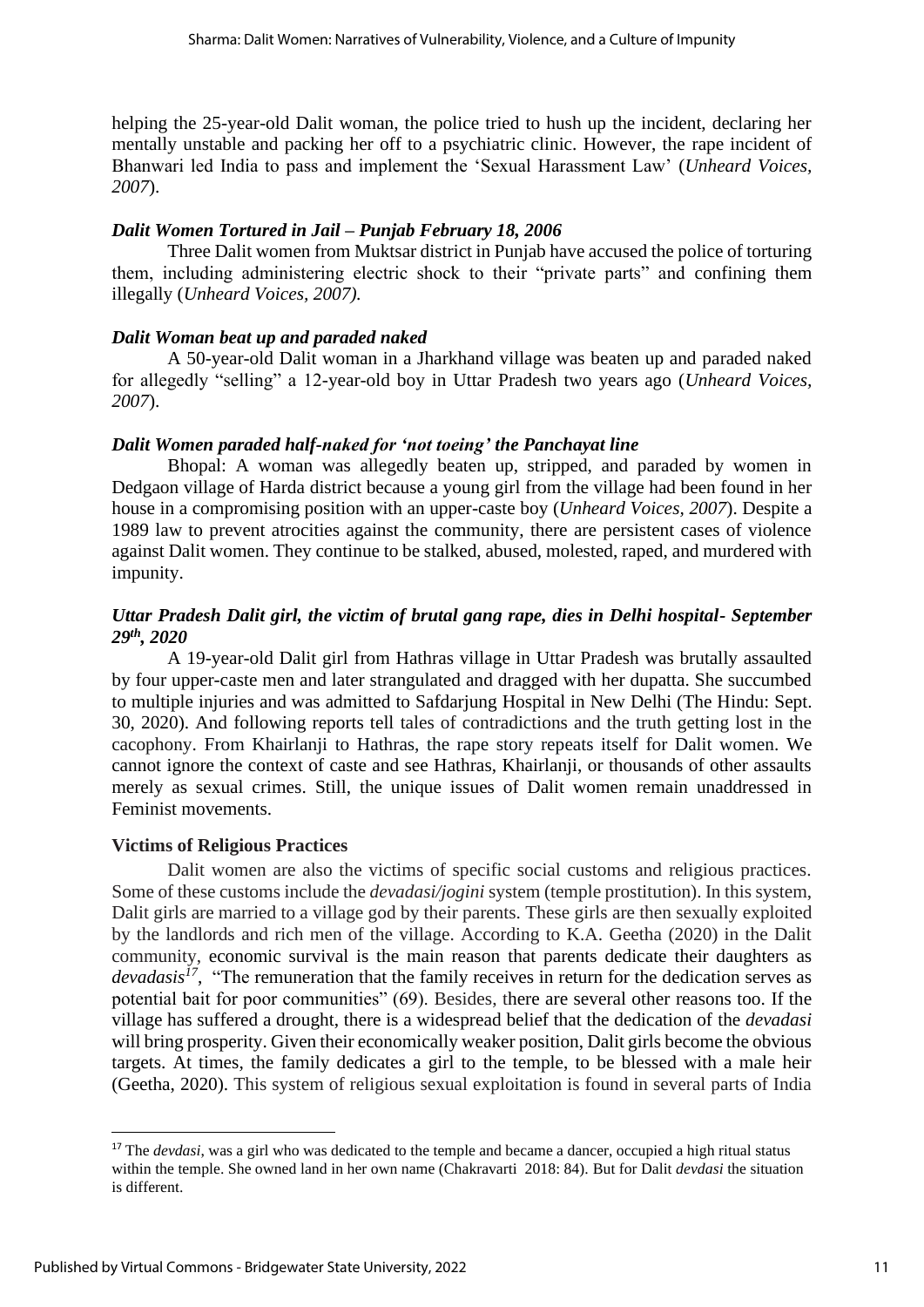helping the 25-year-old Dalit woman, the police tried to hush up the incident, declaring her mentally unstable and packing her off to a psychiatric clinic. However, the rape incident of Bhanwari led India to pass and implement the 'Sexual Harassment Law' (*Unheard Voices, 2007*).

### *Dalit Women Tortured in Jail – Punjab February 18, 2006*

Three Dalit women from Muktsar district in Punjab have accused the police of torturing them, including administering electric shock to their "private parts" and confining them illegally (*Unheard Voices, 2007).*

### *Dalit Woman beat up and paraded naked*

A 50-year-old Dalit woman in a Jharkhand village was beaten up and paraded naked for allegedly "selling" a 12-year-old boy in Uttar Pradesh two years ago (*Unheard Voices, 2007*).

### *Dalit Women paraded half-naked for 'not toeing' the Panchayat line*

Bhopal: A woman was allegedly beaten up, stripped, and paraded by women in Dedgaon village of Harda district because a young girl from the village had been found in her house in a compromising position with an upper-caste boy (*Unheard Voices, 2007*). Despite a 1989 law to prevent atrocities against the community, there are persistent cases of violence against Dalit women. They continue to be stalked, abused, molested, raped, and murdered with impunity.

### *Uttar Pradesh Dalit girl, the victim of brutal gang rape, dies in Delhi hospital- September 29th, 2020*

A 19-year-old Dalit girl from Hathras village in Uttar Pradesh was brutally assaulted by four upper-caste men and later strangulated and dragged with her dupatta. She succumbed to multiple injuries and was admitted to Safdarjung Hospital in New Delhi (The Hindu: Sept. 30, 2020). And following reports tell tales of contradictions and the truth getting lost in the cacophony. From Khairlanji to Hathras, the rape story repeats itself for Dalit women. We cannot ignore the context of caste and see Hathras, Khairlanji, or thousands of other assaults merely as sexual crimes. Still, the unique issues of Dalit women remain unaddressed in Feminist movements.

### **Victims of Religious Practices**

Dalit women are also the victims of specific social customs and religious practices. Some of these customs include the *devadasi/jogini* system (temple prostitution). In this system, Dalit girls are married to a village god by their parents. These girls are then sexually exploited by the landlords and rich men of the village. According to K.A. Geetha (2020) in the Dalit community, economic survival is the main reason that parents dedicate their daughters as *devadasis*[17], "The remuneration that the family receives in return for the dedication serves as potential bait for poor communities" (69). Besides, there are several other reasons too. If the village has suffered a drought, there is a widespread belief that the dedication of the *devadasi* will bring prosperity. Given their economically weaker position, Dalit girls become the obvious targets. At times, the family dedicates a girl to the temple, to be blessed with a male heir (Geetha, 2020). This system of religious sexual exploitation is found in several parts of India

---

[17] The *devdasi*, was a girl who was dedicated to the temple and became a dancer, occupied a high ritual status within the temple. She owned land in her own name (Chakravarti 2018: 84). But for Dalit *devdasi* the situation is different.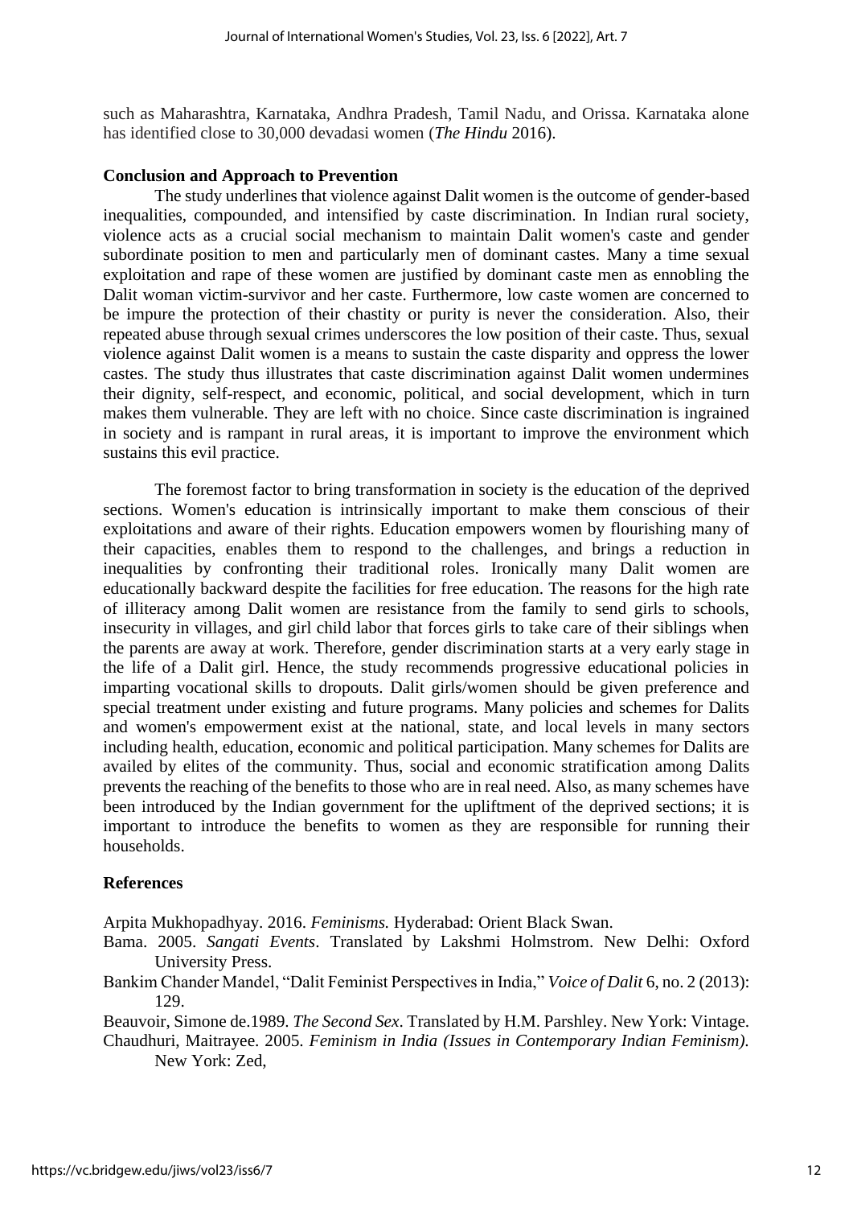such as Maharashtra, Karnataka, Andhra Pradesh, Tamil Nadu, and Orissa. Karnataka alone has identified close to 30,000 devadasi women (*The Hindu* 2016).

### Conclusion and Approach to Prevention

The study underlines that violence against Dalit women is the outcome of gender-based inequalities, compounded, and intensified by caste discrimination. In Indian rural society, violence acts as a crucial social mechanism to maintain Dalit women's caste and gender subordinate position to men and particularly men of dominant castes. Many a time sexual exploitation and rape of these women are justified by dominant caste men as ennobling the Dalit woman victim-survivor and her caste. Furthermore, low caste women are concerned to be impure the protection of their chastity or purity is never the consideration. Also, their repeated abuse through sexual crimes underscores the low position of their caste. Thus, sexual violence against Dalit women is a means to sustain the caste disparity and oppress the lower castes. The study thus illustrates that caste discrimination against Dalit women undermines their dignity, self-respect, and economic, political, and social development, which in turn makes them vulnerable. They are left with no choice. Since caste discrimination is ingrained in society and is rampant in rural areas, it is important to improve the environment which sustains this evil practice.

The foremost factor to bring transformation in society is the education of the deprived sections. Women's education is intrinsically important to make them conscious of their exploitations and aware of their rights. Education empowers women by flourishing many of their capacities, enables them to respond to the challenges, and brings a reduction in inequalities by confronting their traditional roles. Ironically many Dalit women are educationally backward despite the facilities for free education. The reasons for the high rate of illiteracy among Dalit women are resistance from the family to send girls to schools, insecurity in villages, and girl child labor that forces girls to take care of their siblings when the parents are away at work. Therefore, gender discrimination starts at a very early stage in the life of a Dalit girl. Hence, the study recommends progressive educational policies in imparting vocational skills to dropouts. Dalit girls/women should be given preference and special treatment under existing and future programs. Many policies and schemes for Dalits and women's empowerment exist at the national, state, and local levels in many sectors including health, education, economic and political participation. Many schemes for Dalits are availed by elites of the community. Thus, social and economic stratification among Dalits prevents the reaching of the benefits to those who are in real need. Also, as many schemes have been introduced by the Indian government for the upliftment of the deprived sections; it is important to introduce the benefits to women as they are responsible for running their households.

### References

Arpita Mukhopadhyay. 2016. *Feminisms.* Hyderabad: Orient Black Swan.

Bama. 2005. *Sangati Events*. Translated by Lakshmi Holmstrom. New Delhi: Oxford University Press.

Bankim Chander Mandel, "Dalit Feminist Perspectives in India," *Voice of Dalit* 6, no. 2 (2013): 129.

Beauvoir, Simone de.1989. *The Second Sex*. Translated by H.M. Parshley. New York: Vintage.

Chaudhuri, Maitrayee. 2005. *Feminism in India (Issues in Contemporary Indian Feminism).* New York: Zed,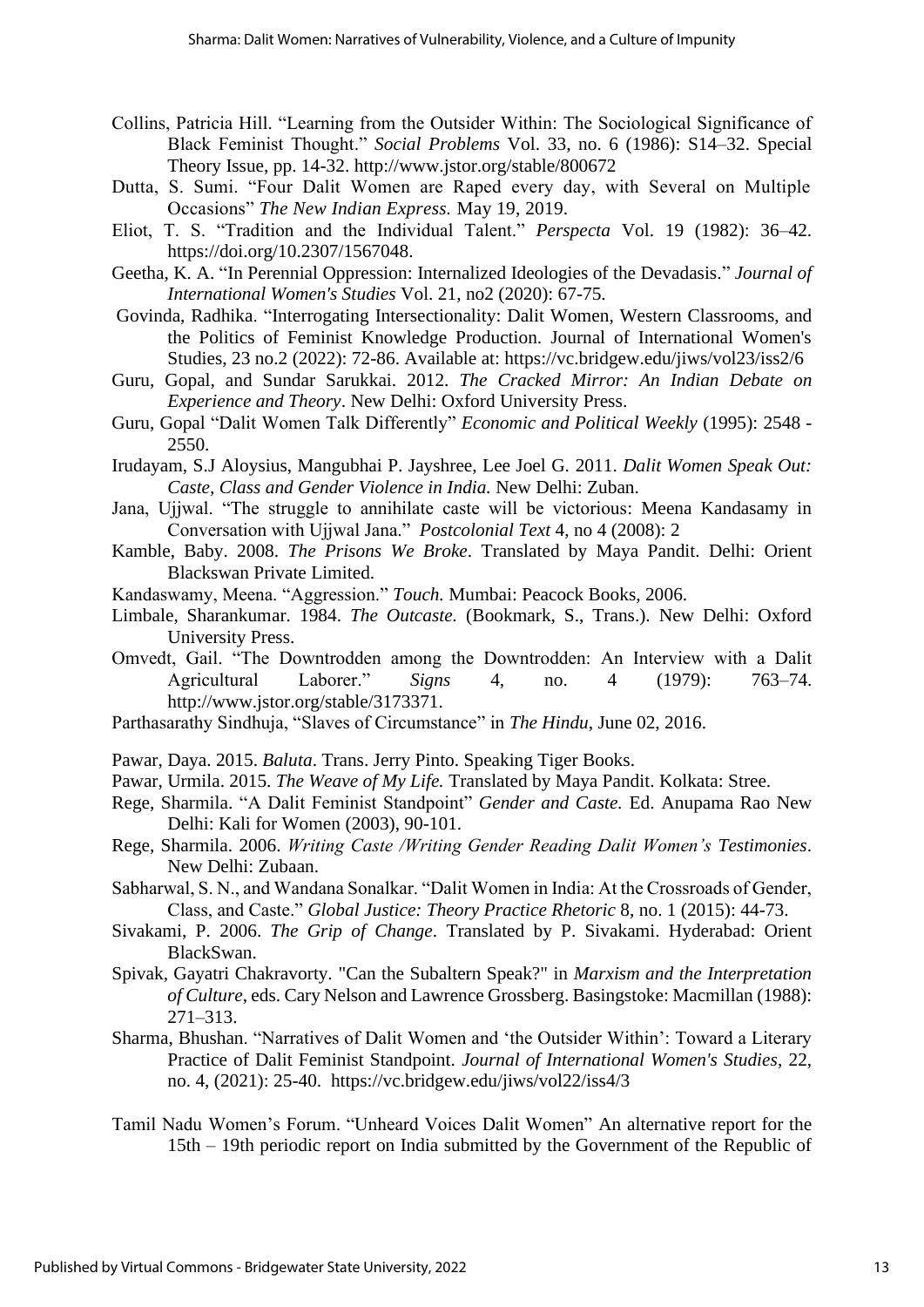Collins, Patricia Hill. “Learning from the Outsider Within: The Sociological Significance of Black Feminist Thought.” *Social Problems* Vol. 33, no. 6 (1986): S14–32. Special Theory Issue, pp. 14-32. http://www.jstor.org/stable/800672

Dutta, S. Sumi. “Four Dalit Women are Raped every day, with Several on Multiple Occasions” *The New Indian Express.* May 19, 2019.

Eliot, T. S. “Tradition and the Individual Talent.” *Perspecta* Vol. 19 (1982): 36–42. https://doi.org/10.2307/1567048.

Geetha, K. A. “In Perennial Oppression: Internalized Ideologies of the Devadasis.” *Journal of International Women's Studies* Vol. 21, no2 (2020): 67-75.

Govinda, Radhika. “Interrogating Intersectionality: Dalit Women, Western Classrooms, and the Politics of Feminist Knowledge Production. Journal of International Women's Studies, 23 no.2 (2022): 72-86. Available at: https://vc.bridgew.edu/jiws/vol23/iss2/6

Guru, Gopal, and Sundar Sarukkai. 2012. *The Cracked Mirror: An Indian Debate on Experience and Theory*. New Delhi: Oxford University Press.

Guru, Gopal “Dalit Women Talk Differently” *Economic and Political Weekly* (1995): 2548 - 2550.

Irudayam, S.J Aloysius, Mangubhai P. Jayshree, Lee Joel G. 2011. *Dalit Women Speak Out: Caste, Class and Gender Violence in India.* New Delhi: Zuban.

Jana, Ujjwal. “The struggle to annihilate caste will be victorious: Meena Kandasamy in Conversation with Ujjwal Jana.” *Postcolonial Text* 4, no 4 (2008): 2

Kamble, Baby. 2008. *The Prisons We Broke*. Translated by Maya Pandit. Delhi: Orient Blackswan Private Limited.

Kandaswamy, Meena. “Aggression.” *Touch.* Mumbai: Peacock Books, 2006.

Limbale, Sharankumar. 1984. *The Outcaste.* (Bookmark, S., Trans.). New Delhi: Oxford University Press.

Omvedt, Gail. “The Downtrodden among the Downtrodden: An Interview with a Dalit Agricultural Laborer.” *Signs* 4, no. 4 (1979): 763–74. http://www.jstor.org/stable/3173371.

Parthasarathy Sindhuja, “Slaves of Circumstance” in *The Hindu*, June 02, 2016.

Pawar, Daya. 2015. *Baluta*. Trans. Jerry Pinto. Speaking Tiger Books.

Pawar, Urmila. 2015. *The Weave of My Life.* Translated by Maya Pandit. Kolkata: Stree.

Rege, Sharmila. “A Dalit Feminist Standpoint” *Gender and Caste.* Ed. Anupama Rao New Delhi: Kali for Women (2003), 90-101.

Rege, Sharmila. 2006. *Writing Caste /Writing Gender Reading Dalit Women’s Testimonies*. New Delhi: Zubaan.

Sabharwal, S. N., and Wandana Sonalkar. “Dalit Women in India: At the Crossroads of Gender, Class, and Caste.” *Global Justice: Theory Practice Rhetoric* 8, no. 1 (2015): 44-73.

Sivakami, P. 2006. *The Grip of Change*. Translated by P. Sivakami. Hyderabad: Orient BlackSwan.

Spivak, Gayatri Chakravorty. "Can the Subaltern Speak?" in *Marxism and the Interpretation of Culture*, eds. Cary Nelson and Lawrence Grossberg. Basingstoke: Macmillan (1988): 271–313.

Sharma, Bhushan. “Narratives of Dalit Women and ‘the Outsider Within’: Toward a Literary Practice of Dalit Feminist Standpoint. *Journal of International Women's Studies*, 22, no. 4, (2021): 25-40. https://vc.bridgew.edu/jiws/vol22/iss4/3

Tamil Nadu Women’s Forum. “Unheard Voices Dalit Women” An alternative report for the 15th – 19th periodic report on India submitted by the Government of the Republic of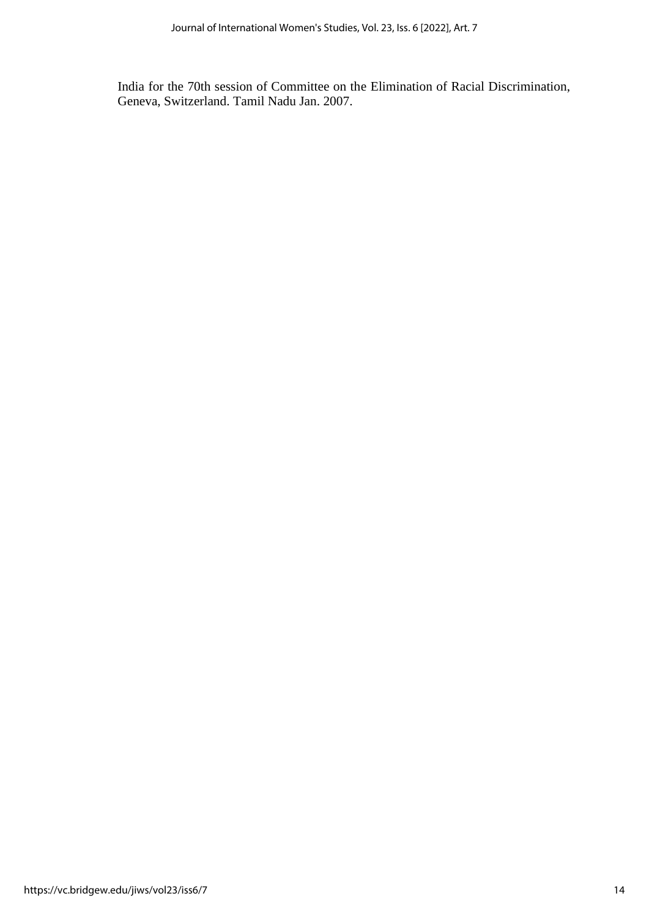India for the 70th session of Committee on the Elimination of Racial Discrimination, Geneva, Switzerland. Tamil Nadu Jan. 2007.